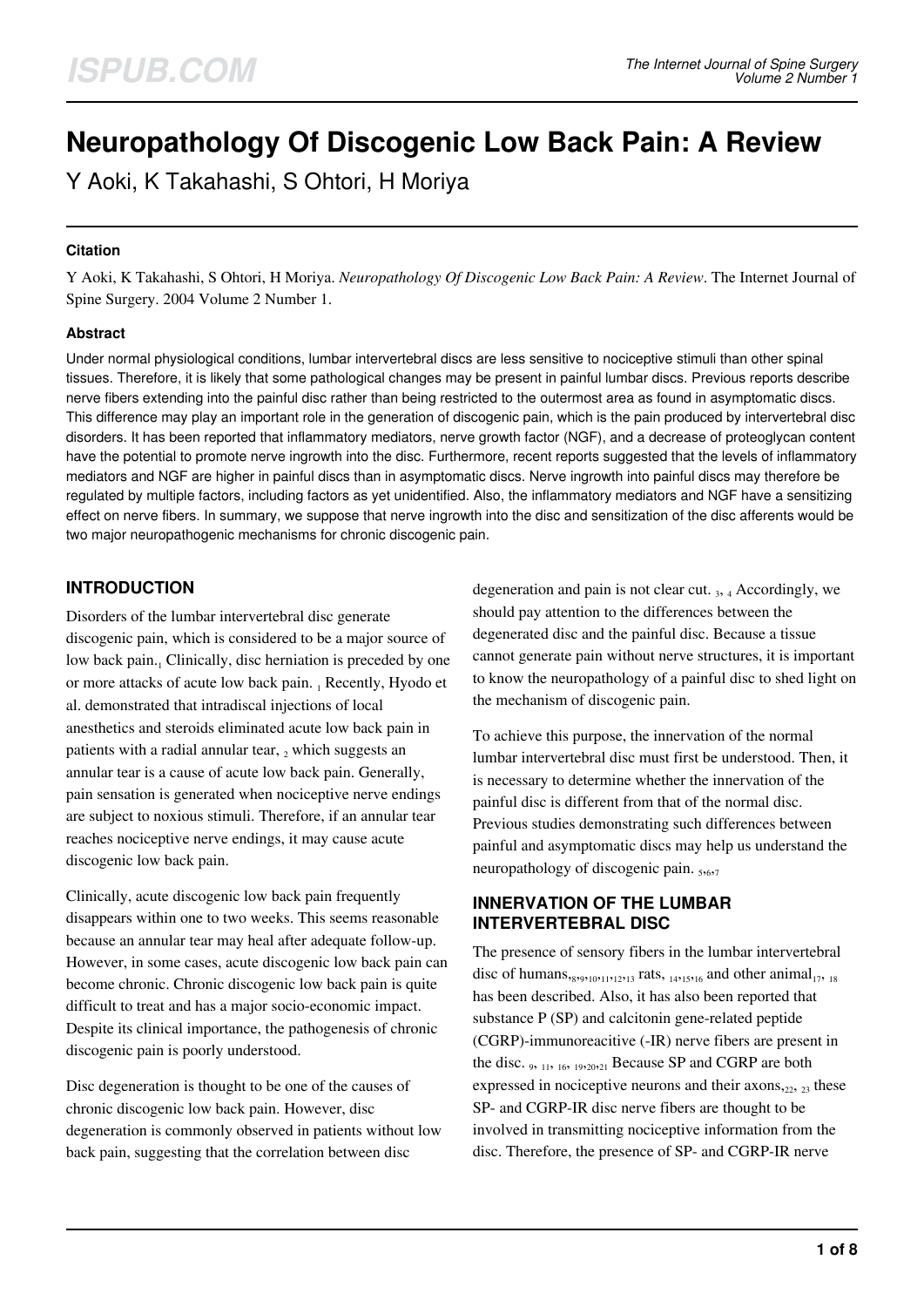# Neuropathology Of Discogenic Low Back Pain: A Review

Y Aoki, K Takahashi, S Ohtori, H Moriya

### Citation

Y Aoki, K Takahashi, S Ohtori, H Moriya. *Neuropathology Of Discogenic Low Back Pain: A Review*. The Internet Journal of Spine Surgery. 2004 Volume 2 Number 1.

### Abstract

Under normal physiological conditions, lumbar intervertebral discs are less sensitive to nociceptive stimuli than other spinal tissues. Therefore, it is likely that some pathological changes may be present in painful lumbar discs. Previous reports describe nerve fibers extending into the painful disc rather than being restricted to the outermost area as found in asymptomatic discs. This difference may play an important role in the generation of discogenic pain, which is the pain produced by intervertebral disc disorders. It has been reported that inflammatory mediators, nerve growth factor (NGF), and a decrease of proteoglycan content have the potential to promote nerve ingrowth into the disc. Furthermore, recent reports suggested that the levels of inflammatory mediators and NGF are higher in painful discs than in asymptomatic discs. Nerve ingrowth into painful discs may therefore be regulated by multiple factors, including factors as yet unidentified. Also, the inflammatory mediators and NGF have a sensitizing effect on nerve fibers. In summary, we suppose that nerve ingrowth into the disc and sensitization of the disc afferents would be two major neuropathogenic mechanisms for chronic discogenic pain.

## INTRODUCTION

Disorders of the lumbar intervertebral disc generate discogenic pain, which is considered to be a major source of low back pain.[1] Clinically, disc herniation is preceded by one or more attacks of acute low back pain. [1] Recently, Hyodo et al. demonstrated that intradiscal injections of local anesthetics and steroids eliminated acute low back pain in patients with a radial annular tear, [2] which suggests an annular tear is a cause of acute low back pain. Generally, pain sensation is generated when nociceptive nerve endings are subject to noxious stimuli. Therefore, if an annular tear reaches nociceptive nerve endings, it may cause acute discogenic low back pain.

Clinically, acute discogenic low back pain frequently disappears within one to two weeks. This seems reasonable because an annular tear may heal after adequate follow-up. However, in some cases, acute discogenic low back pain can become chronic. Chronic discogenic low back pain is quite difficult to treat and has a major socio-economic impact. Despite its clinical importance, the pathogenesis of chronic discogenic pain is poorly understood.

Disc degeneration is thought to be one of the causes of chronic discogenic low back pain. However, disc degeneration is commonly observed in patients without low back pain, suggesting that the correlation between disc degeneration and pain is not clear cut. [3, 4] Accordingly, we should pay attention to the differences between the degenerated disc and the painful disc. Because a tissue cannot generate pain without nerve structures, it is important to know the neuropathology of a painful disc to shed light on the mechanism of discogenic pain.

To achieve this purpose, the innervation of the normal lumbar intervertebral disc must first be understood. Then, it is necessary to determine whether the innervation of the painful disc is different from that of the normal disc. Previous studies demonstrating such differences between painful and asymptomatic discs may help us understand the neuropathology of discogenic pain. [5,6,7]

## INNERVATION OF THE LUMBAR INTERVERTEBRAL DISC

The presence of sensory fibers in the lumbar intervertebral disc of humans,[8,9,10,11,12,13] rats, [14,15,16] and other animal[17, 18] has been described. Also, it has also been reported that substance P (SP) and calcitonin gene-related peptide (CGRP)-immunoreactive (-IR) nerve fibers are present in the disc. [9, 11, 16, 19,20,21] Because SP and CGRP are both expressed in nociceptive neurons and their axons,[22, 23] these SP- and CGRP-IR disc nerve fibers are thought to be involved in transmitting nociceptive information from the disc. Therefore, the presence of SP- and CGRP-IR nerve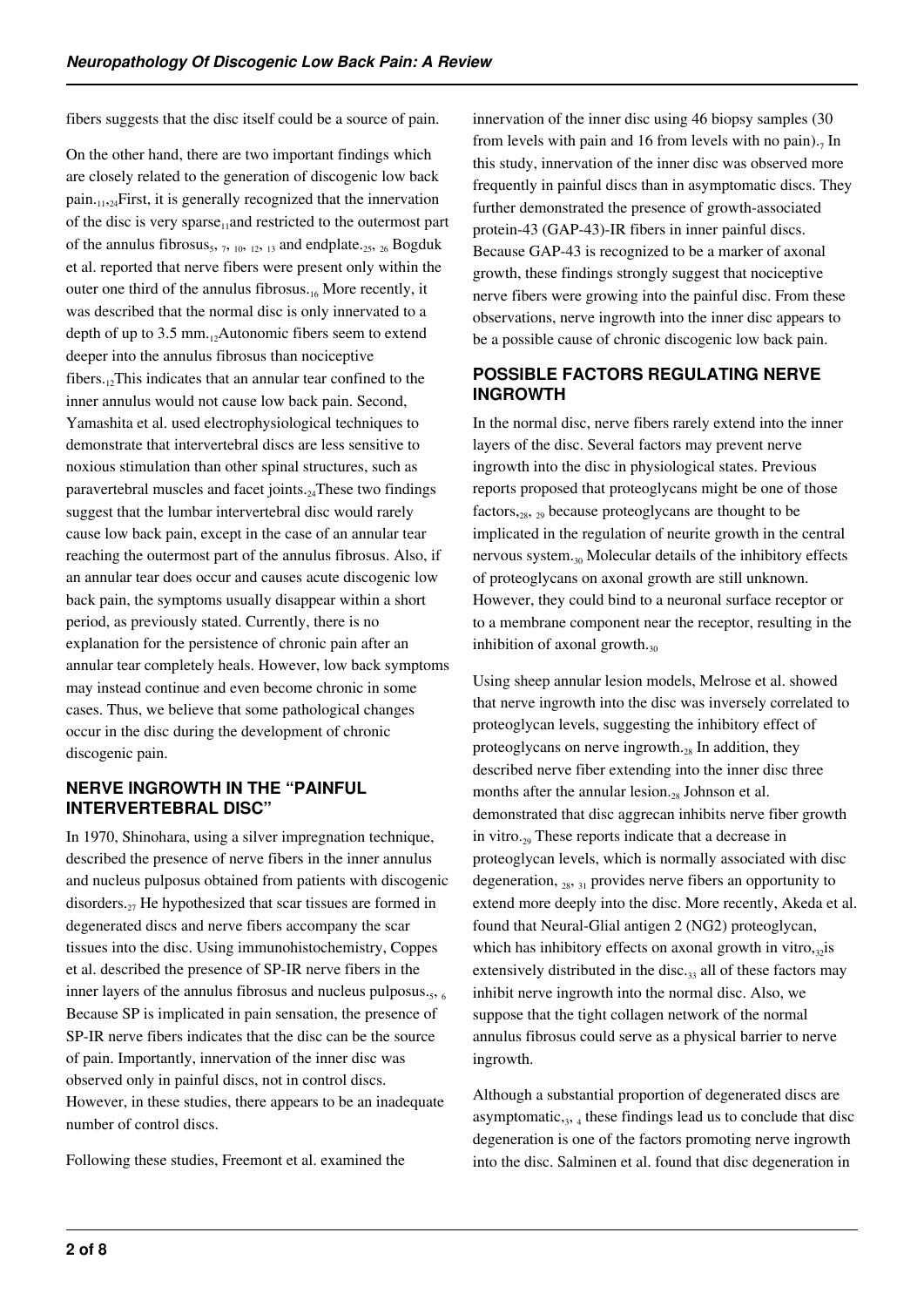fibers suggests that the disc itself could be a source of pain.

On the other hand, there are two important findings which are closely related to the generation of discogenic low back pain.[11,24] First, it is generally recognized that the innervation of the disc is very sparse[11] and restricted to the outermost part of the annulus fibrosus[5, 7, 10, 12, 13] and endplate.[25, 26] Bogduk et al. reported that nerve fibers were present only within the outer one third of the annulus fibrosus.[16] More recently, it was described that the normal disc is only innervated to a depth of up to 3.5 mm.[12] Autonomic fibers seem to extend deeper into the annulus fibrosus than nociceptive fibers.[12] This indicates that an annular tear confined to the inner annulus would not cause low back pain. Second, Yamashita et al. used electrophysiological techniques to demonstrate that intervertebral discs are less sensitive to noxious stimulation than other spinal structures, such as paravertebral muscles and facet joints.[24] These two findings suggest that the lumbar intervertebral disc would rarely cause low back pain, except in the case of an annular tear reaching the outermost part of the annulus fibrosus. Also, if an annular tear does occur and causes acute discogenic low back pain, the symptoms usually disappear within a short period, as previously stated. Currently, there is no explanation for the persistence of chronic pain after an annular tear completely heals. However, low back symptoms may instead continue and even become chronic in some cases. Thus, we believe that some pathological changes occur in the disc during the development of chronic discogenic pain.

## NERVE INGROWTH IN THE "PAINFUL INTERVERTEBRAL DISC"

In 1970, Shinohara, using a silver impregnation technique, described the presence of nerve fibers in the inner annulus and nucleus pulposus obtained from patients with discogenic disorders.[27] He hypothesized that scar tissues are formed in degenerated discs and nerve fibers accompany the scar tissues into the disc. Using immunohistochemistry, Coppes et al. described the presence of SP-IR nerve fibers in the inner layers of the annulus fibrosus and nucleus pulposus.[5, 6] Because SP is implicated in pain sensation, the presence of SP-IR nerve fibers indicates that the disc can be the source of pain. Importantly, innervation of the inner disc was observed only in painful discs, not in control discs. However, in these studies, there appears to be an inadequate number of control discs.

Following these studies, Freemont et al. examined the innervation of the inner disc using 46 biopsy samples (30 from levels with pain and 16 from levels with no pain).[7] In this study, innervation of the inner disc was observed more frequently in painful discs than in asymptomatic discs. They further demonstrated the presence of growth-associated protein-43 (GAP-43)-IR fibers in inner painful discs. Because GAP-43 is recognized to be a marker of axonal growth, these findings strongly suggest that nociceptive nerve fibers were growing into the painful disc. From these observations, nerve ingrowth into the inner disc appears to be a possible cause of chronic discogenic low back pain.

## POSSIBLE FACTORS REGULATING NERVE INGROWTH

In the normal disc, nerve fibers rarely extend into the inner layers of the disc. Several factors may prevent nerve ingrowth into the disc in physiological states. Previous reports proposed that proteoglycans might be one of those factors,[28, 29] because proteoglycans are thought to be implicated in the regulation of neurite growth in the central nervous system.[30] Molecular details of the inhibitory effects of proteoglycans on axonal growth are still unknown. However, they could bind to a neuronal surface receptor or to a membrane component near the receptor, resulting in the inhibition of axonal growth.[30]

Using sheep annular lesion models, Melrose et al. showed that nerve ingrowth into the disc was inversely correlated to proteoglycan levels, suggesting the inhibitory effect of proteoglycans on nerve ingrowth.[28] In addition, they described nerve fiber extending into the inner disc three months after the annular lesion.[28] Johnson et al. demonstrated that disc aggrecan inhibits nerve fiber growth in vitro.[29] These reports indicate that a decrease in proteoglycan levels, which is normally associated with disc degeneration,[28, 31] provides nerve fibers an opportunity to extend more deeply into the disc. More recently, Akeda et al. found that Neural-Glial antigen 2 (NG2) proteoglycan, which has inhibitory effects on axonal growth in vitro,[32] is extensively distributed in the disc.[33] all of these factors may inhibit nerve ingrowth into the normal disc. Also, we suppose that the tight collagen network of the normal annulus fibrosus could serve as a physical barrier to nerve ingrowth.

Although a substantial proportion of degenerated discs are asymptomatic,[3, 4] these findings lead us to conclude that disc degeneration is one of the factors promoting nerve ingrowth into the disc. Salminen et al. found that disc degeneration in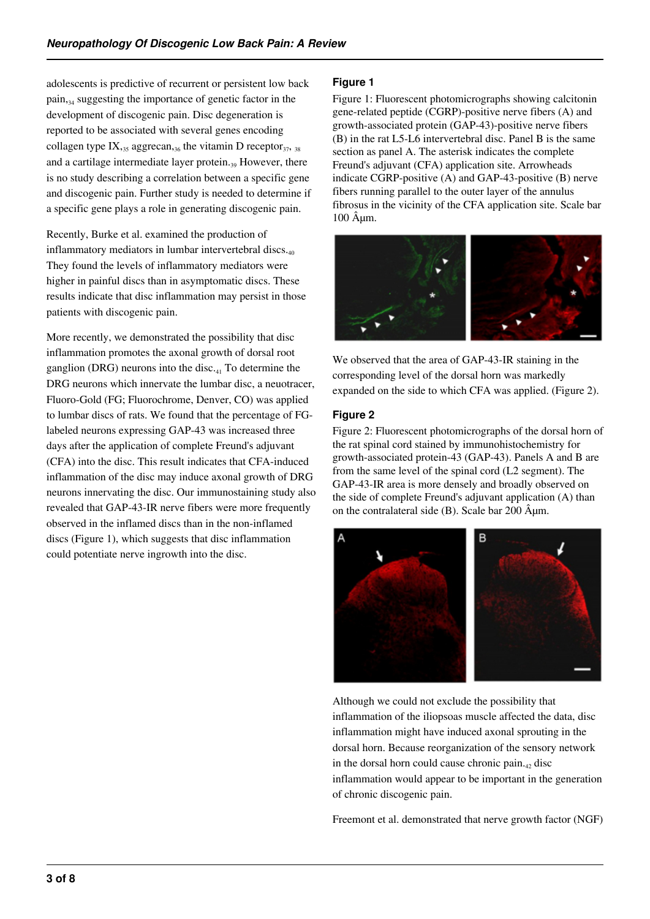adolescents is predictive of recurrent or persistent low back pain,[34] suggesting the importance of genetic factor in the development of discogenic pain. Disc degeneration is reported to be associated with several genes encoding collagen type IX,[35] aggrecan,[36] the vitamin D receptor[37, 38] and a cartilage intermediate layer protein.[39] However, there is no study describing a correlation between a specific gene and discogenic pain. Further study is needed to determine if a specific gene plays a role in generating discogenic pain.

Recently, Burke et al. examined the production of inflammatory mediators in lumbar intervertebral discs.[40] They found the levels of inflammatory mediators were higher in painful discs than in asymptomatic discs. These results indicate that disc inflammation may persist in those patients with discogenic pain.

More recently, we demonstrated the possibility that disc inflammation promotes the axonal growth of dorsal root ganglion (DRG) neurons into the disc.[41] To determine the DRG neurons which innervate the lumbar disc, a neuotracer, Fluoro-Gold (FG; Fluorochrome, Denver, CO) was applied to lumbar discs of rats. We found that the percentage of FG-labeled neurons expressing GAP-43 was increased three days after the application of complete Freund's adjuvant (CFA) into the disc. This result indicates that CFA-induced inflammation of the disc may induce axonal growth of DRG neurons innervating the disc. Our immunostaining study also revealed that GAP-43-IR nerve fibers were more frequently observed in the inflamed discs than in the non-inflamed discs (Figure 1), which suggests that disc inflammation could potentiate nerve ingrowth into the disc.

### Figure 1

Figure 1: Fluorescent photomicrographs showing calcitonin gene-related peptide (CGRP)-positive nerve fibers (A) and growth-associated protein (GAP-43)-positive nerve fibers (B) in the rat L5-L6 intervertebral disc. Panel B is the same section as panel A. The asterisk indicates the complete Freund's adjuvant (CFA) application site. Arrowheads indicate CGRP-positive (A) and GAP-43-positive (B) nerve fibers running parallel to the outer layer of the annulus fibrosus in the vicinity of the CFA application site. Scale bar 100 Âµm.

We observed that the area of GAP-43-IR staining in the corresponding level of the dorsal horn was markedly expanded on the side to which CFA was applied. (Figure 2).

### Figure 2

Figure 2: Fluorescent photomicrographs of the dorsal horn of the rat spinal cord stained by immunohistochemistry for growth-associated protein-43 (GAP-43). Panels A and B are from the same level of the spinal cord (L2 segment). The GAP-43-IR area is more densely and broadly observed on the side of complete Freund's adjuvant application (A) than on the contralateral side (B). Scale bar 200 Âµm.

Although we could not exclude the possibility that inflammation of the iliopsoas muscle affected the data, disc inflammation might have induced axonal sprouting in the dorsal horn. Because reorganization of the sensory network in the dorsal horn could cause chronic pain,[42] disc inflammation would appear to be important in the generation of chronic discogenic pain.

Freemont et al. demonstrated that nerve growth factor (NGF)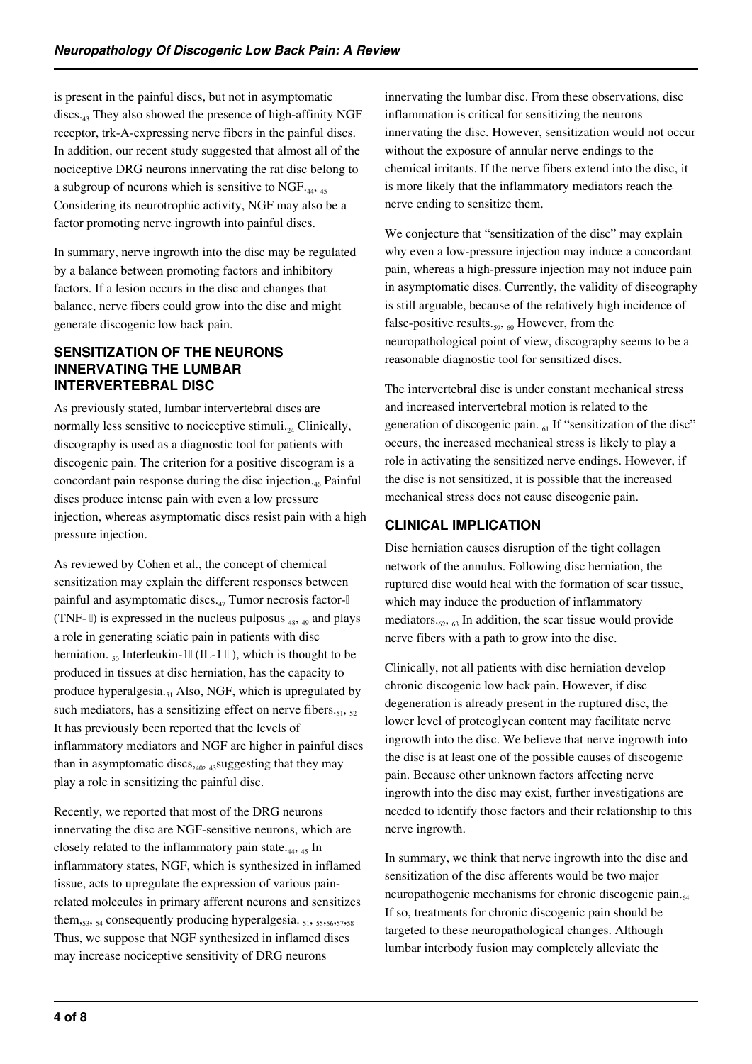is present in the painful discs, but not in asymptomatic discs.[43] They also showed the presence of high-affinity NGF receptor, trk-A-expressing nerve fibers in the painful discs. In addition, our recent study suggested that almost all of the nociceptive DRG neurons innervating the rat disc belong to a subgroup of neurons which is sensitive to NGF.[44, 45] Considering its neurotrophic activity, NGF may also be a factor promoting nerve ingrowth into painful discs.

In summary, nerve ingrowth into the disc may be regulated by a balance between promoting factors and inhibitory factors. If a lesion occurs in the disc and changes that balance, nerve fibers could grow into the disc and might generate discogenic low back pain.

## SENSITIZATION OF THE NEURONS INNERVATING THE LUMBAR INTERVERTEBRAL DISC

As previously stated, lumbar intervertebral discs are normally less sensitive to nociceptive stimuli.[24] Clinically, discography is used as a diagnostic tool for patients with discogenic pain. The criterion for a positive discogram is a concordant pain response during the disc injection.[46] Painful discs produce intense pain with even a low pressure injection, whereas asymptomatic discs resist pain with a high pressure injection.

As reviewed by Cohen et al., the concept of chemical sensitization may explain the different responses between painful and asymptomatic discs.[47] Tumor necrosis factor-α (TNF- α) is expressed in the nucleus pulposus [48, 49] and plays a role in generating sciatic pain in patients with disc herniation. [50] Interleukin-1β (IL-1 β), which is thought to be produced in tissues at disc herniation, has the capacity to produce hyperalgesia.[51] Also, NGF, which is upregulated by such mediators, has a sensitizing effect on nerve fibers.[51, 52] It has previously been reported that the levels of inflammatory mediators and NGF are higher in painful discs than in asymptomatic discs,[40, 43] suggesting that they may play a role in sensitizing the painful disc.

Recently, we reported that most of the DRG neurons innervating the disc are NGF-sensitive neurons, which are closely related to the inflammatory pain state.[44, 45] In inflammatory states, NGF, which is synthesized in inflamed tissue, acts to upregulate the expression of various pain-related molecules in primary afferent neurons and sensitizes them,[53, 54] consequently producing hyperalgesia. [51, 55,56,57,58] Thus, we suppose that NGF synthesized in inflamed discs may increase nociceptive sensitivity of DRG neurons innervating the lumbar disc. From these observations, disc inflammation is critical for sensitizing the neurons innervating the disc. However, sensitization would not occur without the exposure of annular nerve endings to the chemical irritants. If the nerve fibers extend into the disc, it is more likely that the inflammatory mediators reach the nerve ending to sensitize them.

We conjecture that "sensitization of the disc" may explain why even a low-pressure injection may induce a concordant pain, whereas a high-pressure injection may not induce pain in asymptomatic discs. Currently, the validity of discography is still arguable, because of the relatively high incidence of false-positive results.[59, 60] However, from the neuropathological point of view, discography seems to be a reasonable diagnostic tool for sensitized discs.

The intervertebral disc is under constant mechanical stress and increased intervertebral motion is related to the generation of discogenic pain. [61] If "sensitization of the disc" occurs, the increased mechanical stress is likely to play a role in activating the sensitized nerve endings. However, if the disc is not sensitized, it is possible that the increased mechanical stress does not cause discogenic pain.

## CLINICAL IMPLICATION

Disc herniation causes disruption of the tight collagen network of the annulus. Following disc herniation, the ruptured disc would heal with the formation of scar tissue, which may induce the production of inflammatory mediators.[62, 63] In addition, the scar tissue would provide nerve fibers with a path to grow into the disc.

Clinically, not all patients with disc herniation develop chronic discogenic low back pain. However, if disc degeneration is already present in the ruptured disc, the lower level of proteoglycan content may facilitate nerve ingrowth into the disc. We believe that nerve ingrowth into the disc is at least one of the possible causes of discogenic pain. Because other unknown factors affecting nerve ingrowth into the disc may exist, further investigations are needed to identify those factors and their relationship to this nerve ingrowth.

In summary, we think that nerve ingrowth into the disc and sensitization of the disc afferents would be two major neuropathogenic mechanisms for chronic discogenic pain.[64] If so, treatments for chronic discogenic pain should be targeted to these neuropathological changes. Although lumbar interbody fusion may completely alleviate the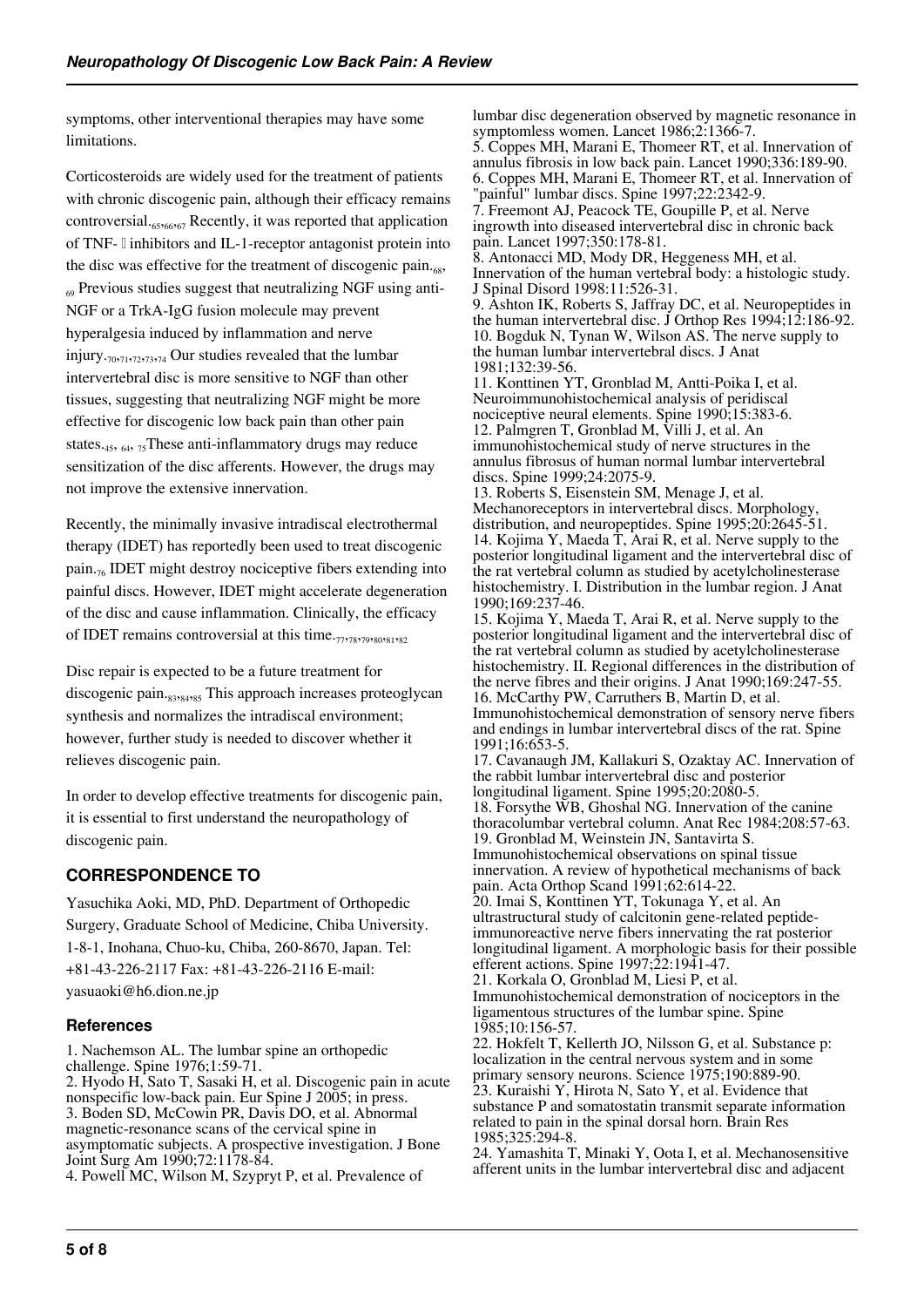symptoms, other interventional therapies may have some limitations.

Corticosteroids are widely used for the treatment of patients with chronic discogenic pain, although their efficacy remains controversial.[65,66,67] Recently, it was reported that application of TNF- inhibitors and IL-1-receptor antagonist protein into the disc was effective for the treatment of discogenic pain.[68, 69] Previous studies suggest that neutralizing NGF using anti-NGF or a TrkA-IgG fusion molecule may prevent hyperalgesia induced by inflammation and nerve injury.[70,71,72,73,74] Our studies revealed that the lumbar intervertebral disc is more sensitive to NGF than other tissues, suggesting that neutralizing NGF might be more effective for discogenic low back pain than other pain states.[45, 64, 75] These anti-inflammatory drugs may reduce sensitization of the disc afferents. However, the drugs may not improve the extensive innervation.

Recently, the minimally invasive intradiscal electrothermal therapy (IDET) has reportedly been used to treat discogenic pain.[76] IDET might destroy nociceptive fibers extending into painful discs. However, IDET might accelerate degeneration of the disc and cause inflammation. Clinically, the efficacy of IDET remains controversial at this time.[77,78,79,80,81,82]

Disc repair is expected to be a future treatment for discogenic pain.[83,84,85] This approach increases proteoglycan synthesis and normalizes the intradiscal environment; however, further study is needed to discover whether it relieves discogenic pain.

In order to develop effective treatments for discogenic pain, it is essential to first understand the neuropathology of discogenic pain.

## CORRESPONDENCE TO

Yasuchika Aoki, MD, PhD. Department of Orthopedic Surgery, Graduate School of Medicine, Chiba University. 1-8-1, Inohana, Chuo-ku, Chiba, 260-8670, Japan. Tel: +81-43-226-2117 Fax: +81-43-226-2116 E-mail: yasuaoki@h6.dion.ne.jp

### References

1. Nachemson AL. The lumbar spine an orthopedic challenge. Spine 1976;1:59-71.
2. Hyodo H, Sato T, Sasaki H, et al. Discogenic pain in acute nonspecific low-back pain. Eur Spine J 2005; in press.
3. Boden SD, McCowin PR, Davis DO, et al. Abnormal magnetic-resonance scans of the cervical spine in asymptomatic subjects. A prospective investigation. J Bone Joint Surg Am 1990;72:1178-84.
4. Powell MC, Wilson M, Szypryt P, et al. Prevalence of lumbar disc degeneration observed by magnetic resonance in symptomless women. Lancet 1986;2:1366-7.
5. Coppes MH, Marani E, Thomeer RT, et al. Innervation of annulus fibrosis in low back pain. Lancet 1990;336:189-90.
6. Coppes MH, Marani E, Thomeer RT, et al. Innervation of "painful" lumbar discs. Spine 1997;22:2342-9.
7. Freemont AJ, Peacock TE, Goupille P, et al. Nerve ingrowth into diseased intervertebral disc in chronic back pain. Lancet 1997;350:178-81.
8. Antonacci MD, Mody DR, Heggeness MH, et al. Innervation of the human vertebral body: a histologic study. J Spinal Disord 1998:11:526-31.
9. Ashton IK, Roberts S, Jaffray DC, et al. Neuropeptides in the human intervertebral disc. J Orthop Res 1994;12:186-92.
10. Bogduk N, Tynan W, Wilson AS. The nerve supply to the human lumbar intervertebral discs. J Anat 1981;132:39-56.
11. Konttinen YT, Gronblad M, Antti-Poika I, et al. Neuroimmunohistochemical analysis of peridiscal nociceptive neural elements. Spine 1990;15:383-6.
12. Palmgren T, Gronblad M, Villi J, et al. An immunohistochemical study of nerve structures in the annulus fibrosus of human normal lumbar intervertebral discs. Spine 1999;24:2075-9.
13. Roberts S, Eisenstein SM, Menage J, et al. Mechanoreceptors in intervertebral discs. Morphology, distribution, and neuropeptides. Spine 1995;20:2645-51.
14. Kojima Y, Maeda T, Arai R, et al. Nerve supply to the posterior longitudinal ligament and the intervertebral disc of the rat vertebral column as studied by acetylcholinesterase histochemistry. I. Distribution in the lumbar region. J Anat 1990;169:237-46.
15. Kojima Y, Maeda T, Arai R, et al. Nerve supply to the posterior longitudinal ligament and the intervertebral disc of the rat vertebral column as studied by acetylcholinesterase histochemistry. II. Regional differences in the distribution of the nerve fibres and their origins. J Anat 1990;169:247-55.
16. McCarthy PW, Carruthers B, Martin D, et al. Immunohistochemical demonstration of sensory nerve fibers and endings in lumbar intervertebral discs of the rat. Spine 1991;16:653-5.
17. Cavanaugh JM, Kallakuri S, Ozaktay AC. Innervation of the rabbit lumbar intervertebral disc and posterior longitudinal ligament. Spine 1995;20:2080-5.
18. Forsythe WB, Ghoshal NG. Innervation of the canine thoracolumbar vertebral column. Anat Rec 1984;208:57-63.
19. Gronblad M, Weinstein JN, Santavirta S. Immunohistochemical observations on spinal tissue innervation. A review of hypothetical mechanisms of back pain. Acta Orthop Scand 1991;62:614-22.
20. Imai S, Konttinen YT, Tokunaga Y, et al. An ultrastructural study of calcitonin gene-related peptide-immunoreactive nerve fibers innervating the rat posterior longitudinal ligament. A morphologic basis for their possible efferent actions. Spine 1997;22:1941-47.
21. Korkala O, Gronblad M, Liesi P, et al. Immunohistochemical demonstration of nociceptors in the ligamentous structures of the lumbar spine. Spine 1985;10:156-57.
22. Hokfelt T, Kellerth JO, Nilsson G, et al. Substance p: localization in the central nervous system and in some primary sensory neurons. Science 1975;190:889-90.
23. Kuraishi Y, Hirota N, Sato Y, et al. Evidence that substance P and somatostatin transmit separate information related to pain in the spinal dorsal horn. Brain Res 1985;325:294-8.
24. Yamashita T, Minaki Y, Oota I, et al. Mechanosensitive afferent units in the lumbar intervertebral disc and adjacent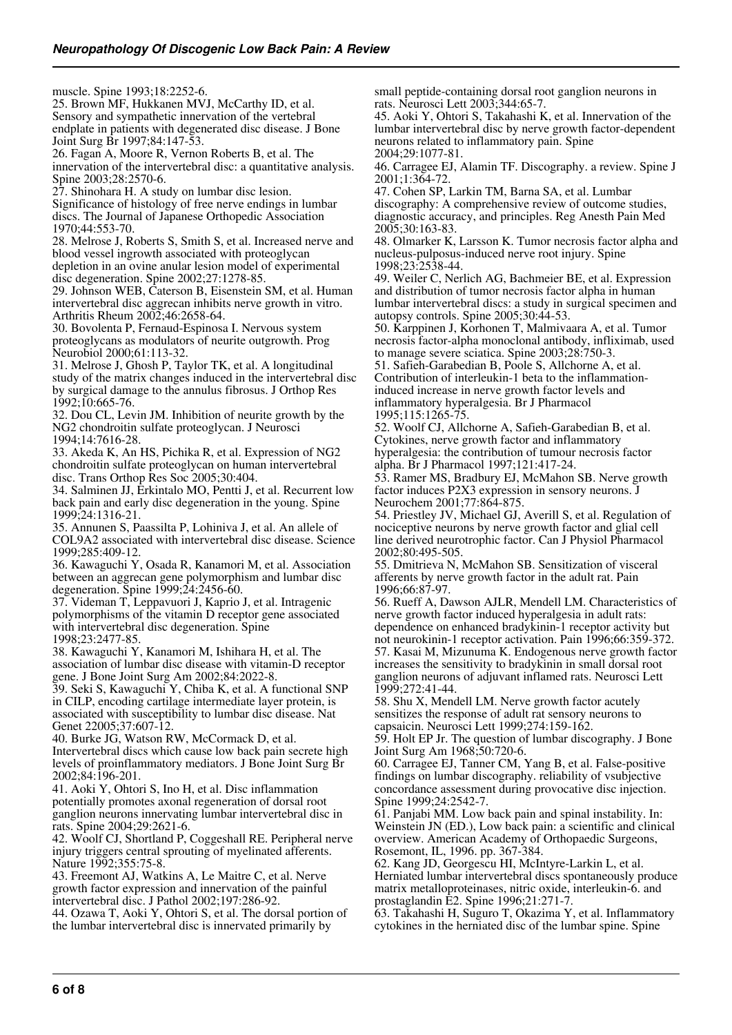muscle. Spine 1993;18:2252-6.

25. Brown MF, Hukkanen MVJ, McCarthy ID, et al. Sensory and sympathetic innervation of the vertebral endplate in patients with degenerated disc disease. J Bone Joint Surg Br 1997;84:147-53.

26. Fagan A, Moore R, Vernon Roberts B, et al. The innervation of the intervertebral disc: a quantitative analysis. Spine 2003;28:2570-6.

27. Shinohara H. A study on lumbar disc lesion. Significance of histology of free nerve endings in lumbar discs. The Journal of Japanese Orthopedic Association 1970;44:553-70.

28. Melrose J, Roberts S, Smith S, et al. Increased nerve and blood vessel ingrowth associated with proteoglycan depletion in an ovine anular lesion model of experimental disc degeneration. Spine 2002;27:1278-85.

29. Johnson WEB, Caterson B, Eisenstein SM, et al. Human intervertebral disc aggrecan inhibits nerve growth in vitro. Arthritis Rheum 2002;46:2658-64.

30. Bovolenta P, Fernaud-Espinosa I. Nervous system proteoglycans as modulators of neurite outgrowth. Prog Neurobiol 2000;61:113-32.

31. Melrose J, Ghosh P, Taylor TK, et al. A longitudinal study of the matrix changes induced in the intervertebral disc by surgical damage to the annulus fibrosus. J Orthop Res 1992;10:665-76.

32. Dou CL, Levin JM. Inhibition of neurite growth by the NG2 chondroitin sulfate proteoglycan. J Neurosci 1994;14:7616-28.

33. Akeda K, An HS, Pichika R, et al. Expression of NG2 chondroitin sulfate proteoglycan on human intervertebral disc. Trans Orthop Res Soc 2005;30:404.

34. Salminen JJ, Erkintalo MO, Pentti J, et al. Recurrent low back pain and early disc degeneration in the young. Spine 1999;24:1316-21.

35. Annunen S, Paassilta P, Lohiniva J, et al. An allele of COL9A2 associated with intervertebral disc disease. Science 1999;285:409-12.

36. Kawaguchi Y, Osada R, Kanamori M, et al. Association between an aggrecan gene polymorphism and lumbar disc degeneration. Spine 1999;24:2456-60.

37. Videman T, Leppavuori J, Kaprio J, et al. Intragenic polymorphisms of the vitamin D receptor gene associated with intervertebral disc degeneration. Spine 1998;23:2477-85.

38. Kawaguchi Y, Kanamori M, Ishihara H, et al. The association of lumbar disc disease with vitamin-D receptor gene. J Bone Joint Surg Am 2002;84:2022-8.

39. Seki S, Kawaguchi Y, Chiba K, et al. A functional SNP in CILP, encoding cartilage intermediate layer protein, is associated with susceptibility to lumbar disc disease. Nat Genet 22005;37:607-12.

40. Burke JG, Watson RW, McCormack D, et al. Intervertebral discs which cause low back pain secrete high levels of proinflammatory mediators. J Bone Joint Surg Br 2002;84:196-201.

41. Aoki Y, Ohtori S, Ino H, et al. Disc inflammation potentially promotes axonal regeneration of dorsal root ganglion neurons innervating lumbar intervertebral disc in rats. Spine 2004;29:2621-6.

42. Woolf CJ, Shortland P, Coggeshall RE. Peripheral nerve injury triggers central sprouting of myelinated afferents. Nature 1992;355:75-8.

43. Freemont AJ, Watkins A, Le Maitre C, et al. Nerve growth factor expression and innervation of the painful intervertebral disc. J Pathol 2002;197:286-92.

44. Ozawa T, Aoki Y, Ohtori S, et al. The dorsal portion of the lumbar intervertebral disc is innervated primarily by small peptide-containing dorsal root ganglion neurons in rats. Neurosci Lett 2003;344:65-7.

45. Aoki Y, Ohtori S, Takahashi K, et al. Innervation of the lumbar intervertebral disc by nerve growth factor-dependent neurons related to inflammatory pain. Spine 2004;29:1077-81.

46. Carragee EJ, Alamin TF. Discography. a review. Spine J 2001;1:364-72.

47. Cohen SP, Larkin TM, Barna SA, et al. Lumbar discography: A comprehensive review of outcome studies, diagnostic accuracy, and principles. Reg Anesth Pain Med 2005;30:163-83.

48. Olmarker K, Larsson K. Tumor necrosis factor alpha and nucleus-pulposus-induced nerve root injury. Spine 1998;23:2538-44.

49. Weiler C, Nerlich AG, Bachmeier BE, et al. Expression and distribution of tumor necrosis factor alpha in human lumbar intervertebral discs: a study in surgical specimen and autopsy controls. Spine 2005;30:44-53.

50. Karppinen J, Korhonen T, Malmivaara A, et al. Tumor necrosis factor-alpha monoclonal antibody, infliximab, used to manage severe sciatica. Spine 2003;28:750-3.

51. Safieh-Garabedian B, Poole S, Allchorne A, et al. Contribution of interleukin-1 beta to the inflammation-induced increase in nerve growth factor levels and inflammatory hyperalgesia. Br J Pharmacol 1995;115:1265-75.

52. Woolf CJ, Allchorne A, Safieh-Garabedian B, et al. Cytokines, nerve growth factor and inflammatory hyperalgesia: the contribution of tumour necrosis factor alpha. Br J Pharmacol 1997;121:417-24.

53. Ramer MS, Bradbury EJ, McMahon SB. Nerve growth factor induces P2X3 expression in sensory neurons. J Neurochem 2001;77:864-875.

54. Priestley JV, Michael GJ, Averill S, et al. Regulation of nociceptive neurons by nerve growth factor and glial cell line derived neurotrophic factor. Can J Physiol Pharmacol 2002;80:495-505.

55. Dmitrieva N, McMahon SB. Sensitization of visceral afferents by nerve growth factor in the adult rat. Pain 1996;66:87-97.

56. Rueff A, Dawson AJLR, Mendell LM. Characteristics of nerve growth factor induced hyperalgesia in adult rats: dependence on enhanced bradykinin-1 receptor activity but not neurokinin-1 receptor activation. Pain 1996;66:359-372.

57. Kasai M, Mizunuma K. Endogenous nerve growth factor increases the sensitivity to bradykinin in small dorsal root ganglion neurons of adjuvant inflamed rats. Neurosci Lett 1999;272:41-44.

58. Shu X, Mendell LM. Nerve growth factor acutely sensitizes the response of adult rat sensory neurons to capsaicin. Neurosci Lett 1999;274:159-162.

59. Holt EP Jr. The question of lumbar discography. J Bone Joint Surg Am 1968;50:720-6.

60. Carragee EJ, Tanner CM, Yang B, et al. False-positive findings on lumbar discography. reliability of vsubjective concordance assessment during provocative disc injection. Spine 1999;24:2542-7.

61. Panjabi MM. Low back pain and spinal instability. In: Weinstein JN (ED.), Low back pain: a scientific and clinical overview. American Academy of Orthopaedic Surgeons, Rosemont, IL, 1996. pp. 367-384.

62. Kang JD, Georgescu HI, McIntyre-Larkin L, et al. Herniated lumbar intervertebral discs spontaneously produce matrix metalloproteinases, nitric oxide, interleukin-6. and prostaglandin E2. Spine 1996;21:271-7.

63. Takahashi H, Suguro T, Okazima Y, et al. Inflammatory cytokines in the herniated disc of the lumbar spine. Spine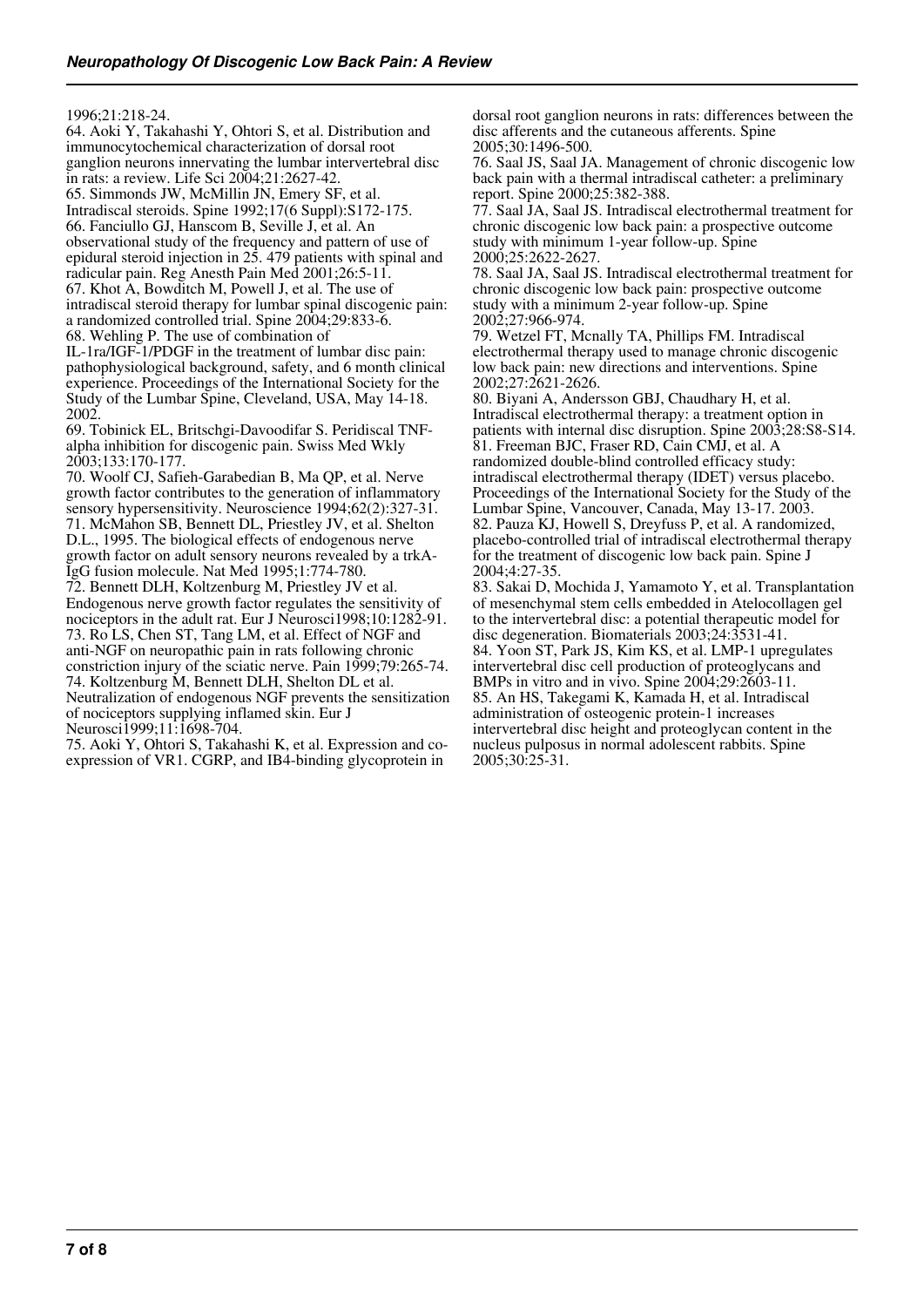1996;21:218-24.

64. Aoki Y, Takahashi Y, Ohtori S, et al. Distribution and immunocytochemical characterization of dorsal root ganglion neurons innervating the lumbar intervertebral disc in rats: a review. Life Sci 2004;21:2627-42.

65. Simmonds JW, McMillin JN, Emery SF, et al. Intradiscal steroids. Spine 1992;17(6 Suppl):S172-175.

66. Fanciullo GJ, Hanscom B, Seville J, et al. An observational study of the frequency and pattern of use of epidural steroid injection in 25. 479 patients with spinal and radicular pain. Reg Anesth Pain Med 2001;26:5-11.

67. Khot A, Bowditch M, Powell J, et al. The use of intradiscal steroid therapy for lumbar spinal discogenic pain: a randomized controlled trial. Spine 2004;29:833-6.

68. Wehling P. The use of combination of IL-1ra/IGF-1/PDGF in the treatment of lumbar disc pain: pathophysiological background, safety, and 6 month clinical experience. Proceedings of the International Society for the Study of the Lumbar Spine, Cleveland, USA, May 14-18. 2002.

69. Tobinick EL, Britschgi-Davoodifar S. Peridiscal TNF-alpha inhibition for discogenic pain. Swiss Med Wkly 2003;133:170-177.

70. Woolf CJ, Safieh-Garabedian B, Ma QP, et al. Nerve growth factor contributes to the generation of inflammatory sensory hypersensitivity. Neuroscience 1994;62(2):327-31.

71. McMahon SB, Bennett DL, Priestley JV, et al. Shelton D.L., 1995. The biological effects of endogenous nerve growth factor on adult sensory neurons revealed by a trkA-IgG fusion molecule. Nat Med 1995;1:774-780.

72. Bennett DLH, Koltzenburg M, Priestley JV et al. Endogenous nerve growth factor regulates the sensitivity of nociceptors in the adult rat. Eur J Neurosci1998;10:1282-91.

73. Ro LS, Chen ST, Tang LM, et al. Effect of NGF and anti-NGF on neuropathic pain in rats following chronic constriction injury of the sciatic nerve. Pain 1999;79:265-74.

74. Koltzenburg M, Bennett DLH, Shelton DL et al. Neutralization of endogenous NGF prevents the sensitization of nociceptors supplying inflamed skin. Eur J Neurosci1999;11:1698-704.

75. Aoki Y, Ohtori S, Takahashi K, et al. Expression and co-expression of VR1. CGRP, and IB4-binding glycoprotein in dorsal root ganglion neurons in rats: differences between the disc afferents and the cutaneous afferents. Spine 2005;30:1496-500.

76. Saal JS, Saal JA. Management of chronic discogenic low back pain with a thermal intradiscal catheter: a preliminary report. Spine 2000;25:382-388.

77. Saal JA, Saal JS. Intradiscal electrothermal treatment for chronic discogenic low back pain: a prospective outcome study with minimum 1-year follow-up. Spine 2000;25:2622-2627.

78. Saal JA, Saal JS. Intradiscal electrothermal treatment for chronic discogenic low back pain: prospective outcome study with a minimum 2-year follow-up. Spine 2002;27:966-974.

79. Wetzel FT, Mcnally TA, Phillips FM. Intradiscal electrothermal therapy used to manage chronic discogenic low back pain: new directions and interventions. Spine 2002;27:2621-2626.

80. Biyani A, Andersson GBJ, Chaudhary H, et al. Intradiscal electrothermal therapy: a treatment option in patients with internal disc disruption. Spine 2003;28:S8-S14.

81. Freeman BJC, Fraser RD, Cain CMJ, et al. A randomized double-blind controlled efficacy study: intradiscal electrothermal therapy (IDET) versus placebo. Proceedings of the International Society for the Study of the Lumbar Spine, Vancouver, Canada, May 13-17. 2003.

82. Pauza KJ, Howell S, Dreyfuss P, et al. A randomized, placebo-controlled trial of intradiscal electrothermal therapy for the treatment of discogenic low back pain. Spine J 2004;4:27-35.

83. Sakai D, Mochida J, Yamamoto Y, et al. Transplantation of mesenchymal stem cells embedded in Atelocollagen gel to the intervertebral disc: a potential therapeutic model for disc degeneration. Biomaterials 2003;24:3531-41.

84. Yoon ST, Park JS, Kim KS, et al. LMP-1 upregulates intervertebral disc cell production of proteoglycans and BMPs in vitro and in vivo. Spine 2004;29:2603-11.

85. An HS, Takegami K, Kamada H, et al. Intradiscal administration of osteogenic protein-1 increases intervertebral disc height and proteoglycan content in the nucleus pulposus in normal adolescent rabbits. Spine 2005;30:25-31.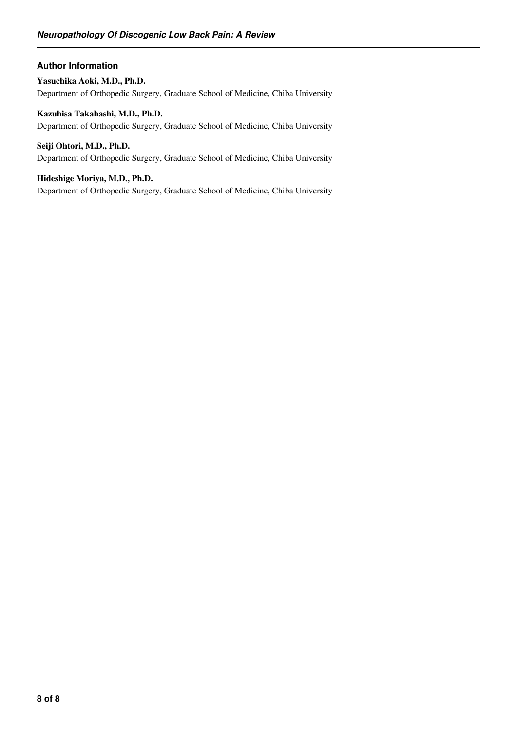### Author Information

**Yasuchika Aoki, M.D., Ph.D.**
Department of Orthopedic Surgery, Graduate School of Medicine, Chiba University

**Kazuhisa Takahashi, M.D., Ph.D.**
Department of Orthopedic Surgery, Graduate School of Medicine, Chiba University

**Seiji Ohtori, M.D., Ph.D.**
Department of Orthopedic Surgery, Graduate School of Medicine, Chiba University

**Hideshige Moriya, M.D., Ph.D.**
Department of Orthopedic Surgery, Graduate School of Medicine, Chiba University